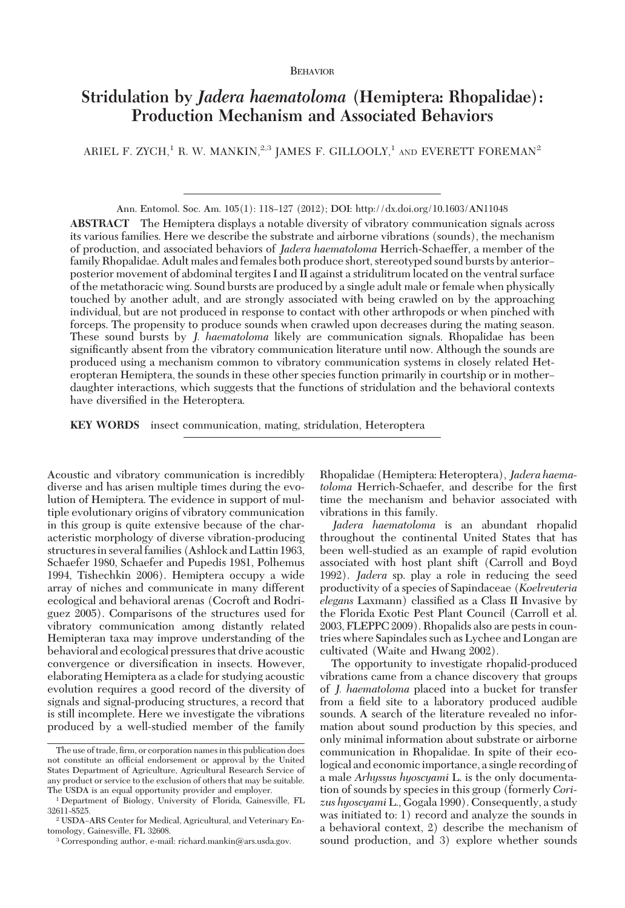Behavior

# Stridulation by *Jadera haematoloma* (Hemiptera: Rhopalidae): Production Mechanism and Associated Behaviors

ARIEL F. ZYCH,[1] R. W. MANKIN,[2,3] JAMES F. GILLOOLY,[1] AND EVERETT FOREMAN[2]

Ann. Entomol. Soc. Am. 105(1): 118–127 (2012); DOI: http://dx.doi.org/10.1603/AN11048

**ABSTRACT** The Hemiptera displays a notable diversity of vibratory communication signals across its various families. Here we describe the substrate and airborne vibrations (sounds), the mechanism of production, and associated behaviors of *Jadera haematoloma* Herrich-Schaeffer, a member of the family Rhopalidae. Adult males and females both produce short, stereotyped sound bursts by anterior–posterior movement of abdominal tergites I and II against a stridulitrum located on the ventral surface of the metathoracic wing. Sound bursts are produced by a single adult male or female when physically touched by another adult, and are strongly associated with being crawled on by the approaching individual, but are not produced in response to contact with other arthropods or when pinched with forceps. The propensity to produce sounds when crawled upon decreases during the mating season. These sound bursts by *J. haematoloma* likely are communication signals. Rhopalidae has been significantly absent from the vibratory communication literature until now. Although the sounds are produced using a mechanism common to vibratory communication systems in closely related Heteropteran Hemiptera, the sounds in these other species function primarily in courtship or in mother–daughter interactions, which suggests that the functions of stridulation and the behavioral contexts have diversified in the Heteroptera.

**KEY WORDS** insect communication, mating, stridulation, Heteroptera

Acoustic and vibratory communication is incredibly diverse and has arisen multiple times during the evolution of Hemiptera. The evidence in support of multiple evolutionary origins of vibratory communication in this group is quite extensive because of the characteristic morphology of diverse vibration-producing structures in several families (Ashlock and Lattin 1963, Schaefer 1980, Schaefer and Pupedis 1981, Polhemus 1994, Tishechkin 2006). Hemiptera occupy a wide array of niches and communicate in many different ecological and behavioral arenas (Cocroft and Rodriguez 2005). Comparisons of the structures used for vibratory communication among distantly related Hemipteran taxa may improve understanding of the behavioral and ecological pressures that drive acoustic convergence or diversification in insects. However, elaborating Hemiptera as a clade for studying acoustic evolution requires a good record of the diversity of signals and signal-producing structures, a record that is still incomplete. Here we investigate the vibrations produced by a well-studied member of the family Rhopalidae (Hemiptera: Heteroptera), *Jadera haematoloma* Herrich-Schaefer, and describe for the first time the mechanism and behavior associated with vibrations in this family.

*Jadera haematoloma* is an abundant rhopalid throughout the continental United States that has been well-studied as an example of rapid evolution associated with host plant shift (Carroll and Boyd 1992). *Jadera* sp. play a role in reducing the seed productivity of a species of Sapindaceae (*Koelreuteria elegans* Laxmann) classified as a Class II Invasive by the Florida Exotic Pest Plant Council (Carroll et al. 2003, FLEPPC 2009). Rhopalids also are pests in countries where Sapindales such as Lychee and Longan are cultivated (Waite and Hwang 2002).

The opportunity to investigate rhopalid-produced vibrations came from a chance discovery that groups of *J. haematoloma* placed into a bucket for transfer from a field site to a laboratory produced audible sounds. A search of the literature revealed no information about sound production by this species, and only minimal information about substrate or airborne communication in Rhopalidae. In spite of their ecological and economic importance, a single recording of a male *Arhyssus hyoscyami* L. is the only documentation of sounds by species in this group (formerly *Corizus hyoscyami* L., Gogala 1990). Consequently, a study was initiated to: 1) record and analyze the sounds in a behavioral context, 2) describe the mechanism of sound production, and 3) explore whether sounds

The use of trade, firm, or corporation names in this publication does not constitute an official endorsement or approval by the United States Department of Agriculture, Agricultural Research Service of any product or service to the exclusion of others that may be suitable. The USDA is an equal opportunity provider and employer.

[1] Department of Biology, University of Florida, Gainesville, FL 32611-8525.

[2] USDA–ARS Center for Medical, Agricultural, and Veterinary Entomology, Gainesville, FL 32608.

[3] Corresponding author, e-mail: richard.mankin@ars.usda.gov.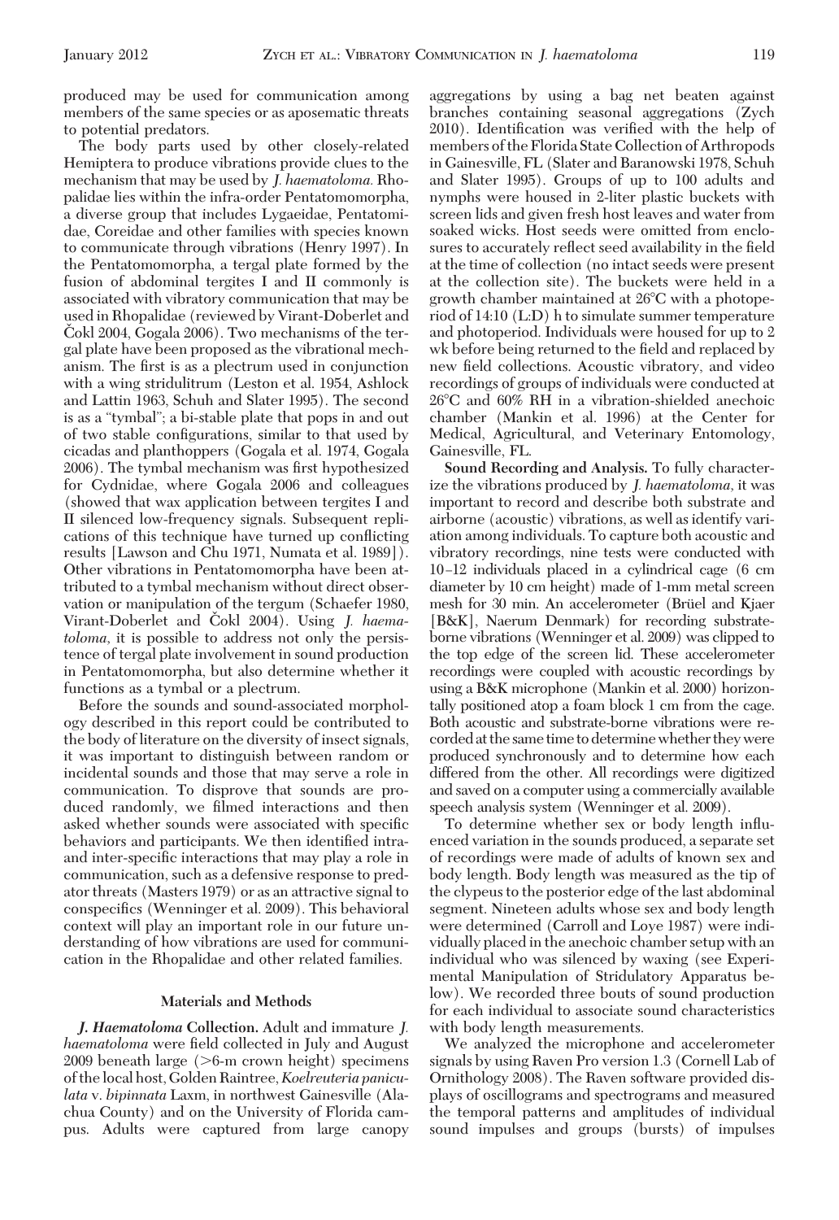produced may be used for communication among members of the same species or as aposematic threats to potential predators.

The body parts used by other closely-related Hemiptera to produce vibrations provide clues to the mechanism that may be used by *J. haematoloma.* Rhopalidae lies within the infra-order Pentatomomorpha, a diverse group that includes Lygaeidae, Pentatomidae, Coreidae and other families with species known to communicate through vibrations (Henry 1997). In the Pentatomomorpha, a tergal plate formed by the fusion of abdominal tergites I and II commonly is associated with vibratory communication that may be used in Rhopalidae (reviewed by Virant-Doberlet and Čokl 2004, Gogala 2006). Two mechanisms of the tergal plate have been proposed as the vibrational mechanism. The first is as a plectrum used in conjunction with a wing stridulitrum (Leston et al. 1954, Ashlock and Lattin 1963, Schuh and Slater 1995). The second is as a "tymbal"; a bi-stable plate that pops in and out of two stable configurations, similar to that used by cicadas and planthoppers (Gogala et al. 1974, Gogala 2006). The tymbal mechanism was first hypothesized for Cydnidae, where Gogala 2006 and colleagues (showed that wax application between tergites I and II silenced low-frequency signals. Subsequent replications of this technique have turned up conflicting results [Lawson and Chu 1971, Numata et al. 1989]). Other vibrations in Pentatomomorpha have been attributed to a tymbal mechanism without direct observation or manipulation of the tergum (Schaefer 1980, Virant-Doberlet and Čokl 2004). Using *J. haematoloma,* it is possible to address not only the persistence of tergal plate involvement in sound production in Pentatomomorpha, but also determine whether it functions as a tymbal or a plectrum.

Before the sounds and sound-associated morphology described in this report could be contributed to the body of literature on the diversity of insect signals, it was important to distinguish between random or incidental sounds and those that may serve a role in communication. To disprove that sounds are produced randomly, we filmed interactions and then asked whether sounds were associated with specific behaviors and participants. We then identified intra- and inter-specific interactions that may play a role in communication, such as a defensive response to predator threats (Masters 1979) or as an attractive signal to conspecifics (Wenninger et al. 2009). This behavioral context will play an important role in our future understanding of how vibrations are used for communication in the Rhopalidae and other related families.

## Materials and Methods

***J. Haematoloma* Collection.** Adult and immature *J. haematoloma* were field collected in July and August 2009 beneath large (>6-m crown height) specimens of the local host, Golden Raintree, *Koelreuteria paniculata* v. *bipinnata* Laxm, in northwest Gainesville (Alachua County) and on the University of Florida campus. Adults were captured from large canopy aggregations by using a bag net beaten against branches containing seasonal aggregations (Zych 2010). Identification was verified with the help of members of the Florida State Collection of Arthropods in Gainesville, FL (Slater and Baranowski 1978, Schuh and Slater 1995). Groups of up to 100 adults and nymphs were housed in 2-liter plastic buckets with screen lids and given fresh host leaves and water from soaked wicks. Host seeds were omitted from enclosures to accurately reflect seed availability in the field at the time of collection (no intact seeds were present at the collection site). The buckets were held in a growth chamber maintained at 26°C with a photoperiod of 14:10 (L:D) h to simulate summer temperature and photoperiod. Individuals were housed for up to 2 wk before being returned to the field and replaced by new field collections. Acoustic vibratory, and video recordings of groups of individuals were conducted at 26°C and 60% RH in a vibration-shielded anechoic chamber (Mankin et al. 1996) at the Center for Medical, Agricultural, and Veterinary Entomology, Gainesville, FL.

**Sound Recording and Analysis.** To fully characterize the vibrations produced by *J. haematoloma,* it was important to record and describe both substrate and airborne (acoustic) vibrations, as well as identify variation among individuals. To capture both acoustic and vibratory recordings, nine tests were conducted with 10–12 individuals placed in a cylindrical cage (6 cm diameter by 10 cm height) made of 1-mm metal screen mesh for 30 min. An accelerometer (Brüel and Kjaer [B&K], Naerum Denmark) for recording substrate-borne vibrations (Wenninger et al. 2009) was clipped to the top edge of the screen lid. These accelerometer recordings were coupled with acoustic recordings by using a B&K microphone (Mankin et al. 2000) horizontally positioned atop a foam block 1 cm from the cage. Both acoustic and substrate-borne vibrations were recorded at the same time to determine whether they were produced synchronously and to determine how each differed from the other. All recordings were digitized and saved on a computer using a commercially available speech analysis system (Wenninger et al. 2009).

To determine whether sex or body length influenced variation in the sounds produced, a separate set of recordings were made of adults of known sex and body length. Body length was measured as the tip of the clypeus to the posterior edge of the last abdominal segment. Nineteen adults whose sex and body length were determined (Carroll and Loye 1987) were individually placed in the anechoic chamber setup with an individual who was silenced by waxing (see Experimental Manipulation of Stridulatory Apparatus below). We recorded three bouts of sound production for each individual to associate sound characteristics with body length measurements.

We analyzed the microphone and accelerometer signals by using Raven Pro version 1.3 (Cornell Lab of Ornithology 2008). The Raven software provided displays of oscillograms and spectrograms and measured the temporal patterns and amplitudes of individual sound impulses and groups (bursts) of impulses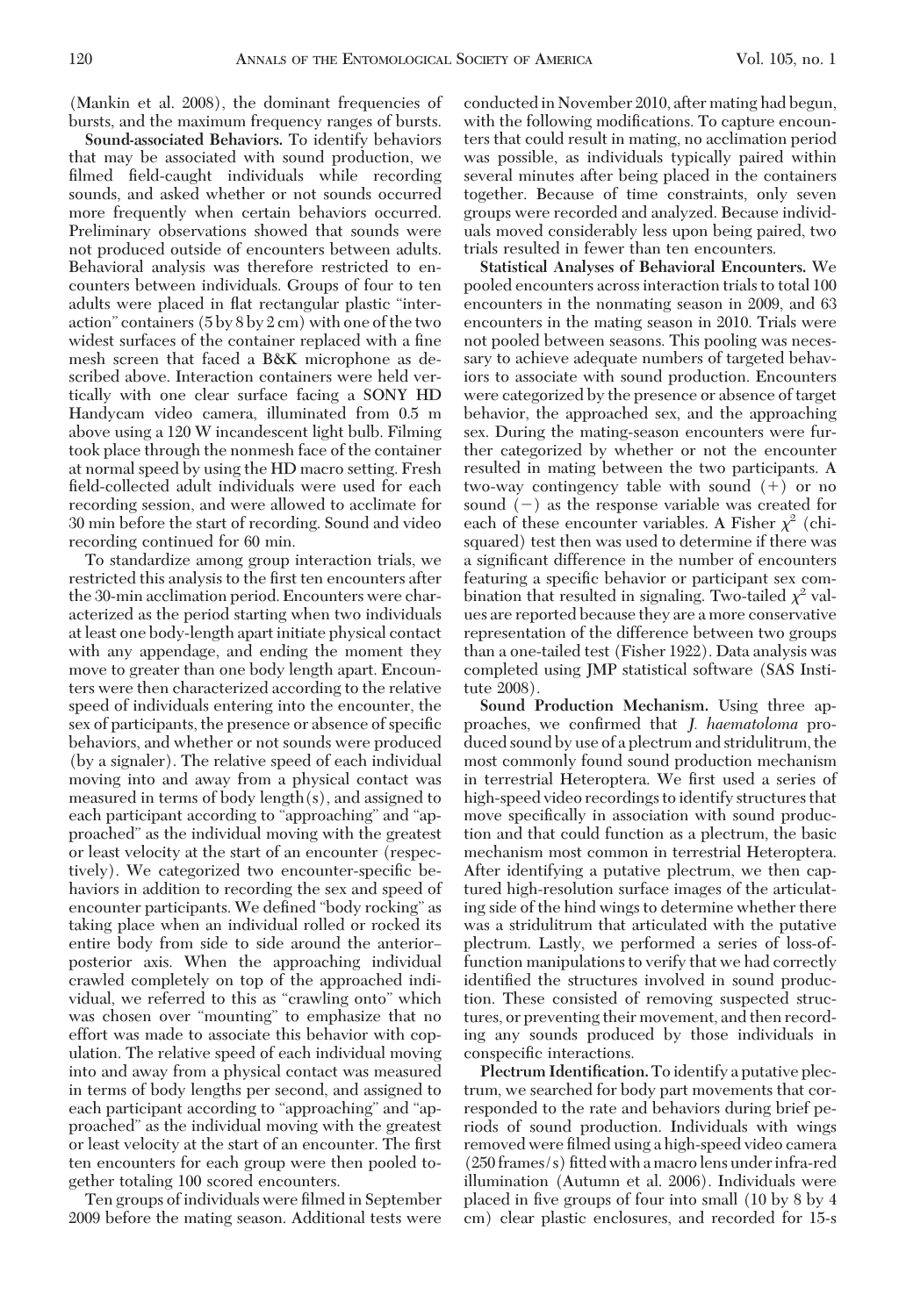(Mankin et al. 2008), the dominant frequencies of bursts, and the maximum frequency ranges of bursts.

**Sound-associated Behaviors.** To identify behaviors that may be associated with sound production, we filmed field-caught individuals while recording sounds, and asked whether or not sounds occurred more frequently when certain behaviors occurred. Preliminary observations showed that sounds were not produced outside of encounters between adults. Behavioral analysis was therefore restricted to encounters between individuals. Groups of four to ten adults were placed in flat rectangular plastic "interaction" containers (5 by 8 by 2 cm) with one of the two widest surfaces of the container replaced with a fine mesh screen that faced a B&K microphone as described above. Interaction containers were held vertically with one clear surface facing a SONY HD Handycam video camera, illuminated from 0.5 m above using a 120 W incandescent light bulb. Filming took place through the nonmesh face of the container at normal speed by using the HD macro setting. Fresh field-collected adult individuals were used for each recording session, and were allowed to acclimate for 30 min before the start of recording. Sound and video recording continued for 60 min.

To standardize among group interaction trials, we restricted this analysis to the first ten encounters after the 30-min acclimation period. Encounters were characterized as the period starting when two individuals at least one body-length apart initiate physical contact with any appendage, and ending the moment they move to greater than one body length apart. Encounters were then characterized according to the relative speed of individuals entering into the encounter, the sex of participants, the presence or absence of specific behaviors, and whether or not sounds were produced (by a signaler). The relative speed of each individual moving into and away from a physical contact was measured in terms of body length(s), and assigned to each participant according to "approaching" and "approached" as the individual moving with the greatest or least velocity at the start of an encounter (respectively). We categorized two encounter-specific behaviors in addition to recording the sex and speed of encounter participants. We defined "body rocking" as taking place when an individual rolled or rocked its entire body from side to side around the anterior–posterior axis. When the approaching individual crawled completely on top of the approached individual, we referred to this as "crawling onto" which was chosen over "mounting" to emphasize that no effort was made to associate this behavior with copulation. The relative speed of each individual moving into and away from a physical contact was measured in terms of body lengths per second, and assigned to each participant according to "approaching" and "approached" as the individual moving with the greatest or least velocity at the start of an encounter. The first ten encounters for each group were then pooled together totaling 100 scored encounters.

Ten groups of individuals were filmed in September 2009 before the mating season. Additional tests were conducted in November 2010, after mating had begun, with the following modifications. To capture encounters that could result in mating, no acclimation period was possible, as individuals typically paired within several minutes after being placed in the containers together. Because of time constraints, only seven groups were recorded and analyzed. Because individuals moved considerably less upon being paired, two trials resulted in fewer than ten encounters.

**Statistical Analyses of Behavioral Encounters.** We pooled encounters across interaction trials to total 100 encounters in the nonmating season in 2009, and 63 encounters in the mating season in 2010. Trials were not pooled between seasons. This pooling was necessary to achieve adequate numbers of targeted behaviors to associate with sound production. Encounters were categorized by the presence or absence of target behavior, the approached sex, and the approaching sex. During the mating-season encounters were further categorized by whether or not the encounter resulted in mating between the two participants. A two-way contingency table with sound (+) or no sound (−) as the response variable was created for each of these encounter variables. A Fisher $\chi^2$ (chi-squared) test then was used to determine if there was a significant difference in the number of encounters featuring a specific behavior or participant sex combination that resulted in signaling. Two-tailed $\chi^2$ values are reported because they are a more conservative representation of the difference between two groups than a one-tailed test (Fisher 1922). Data analysis was completed using JMP statistical software (SAS Institute 2008).

**Sound Production Mechanism.** Using three approaches, we confirmed that *J. haematoloma* produced sound by use of a plectrum and stridulitrum, the most commonly found sound production mechanism in terrestrial Heteroptera. We first used a series of high-speed video recordings to identify structures that move specifically in association with sound production and that could function as a plectrum, the basic mechanism most common in terrestrial Heteroptera. After identifying a putative plectrum, we then captured high-resolution surface images of the articulating side of the hind wings to determine whether there was a stridulitrum that articulated with the putative plectrum. Lastly, we performed a series of loss-of-function manipulations to verify that we had correctly identified the structures involved in sound production. These consisted of removing suspected structures, or preventing their movement, and then recording any sounds produced by those individuals in conspecific interactions.

**Plectrum Identification.** To identify a putative plectrum, we searched for body part movements that corresponded to the rate and behaviors during brief periods of sound production. Individuals with wings removed were filmed using a high-speed video camera (250 frames/s) fitted with a macro lens under infra-red illumination (Autumn et al. 2006). Individuals were placed in five groups of four into small (10 by 8 by 4 cm) clear plastic enclosures, and recorded for 15-s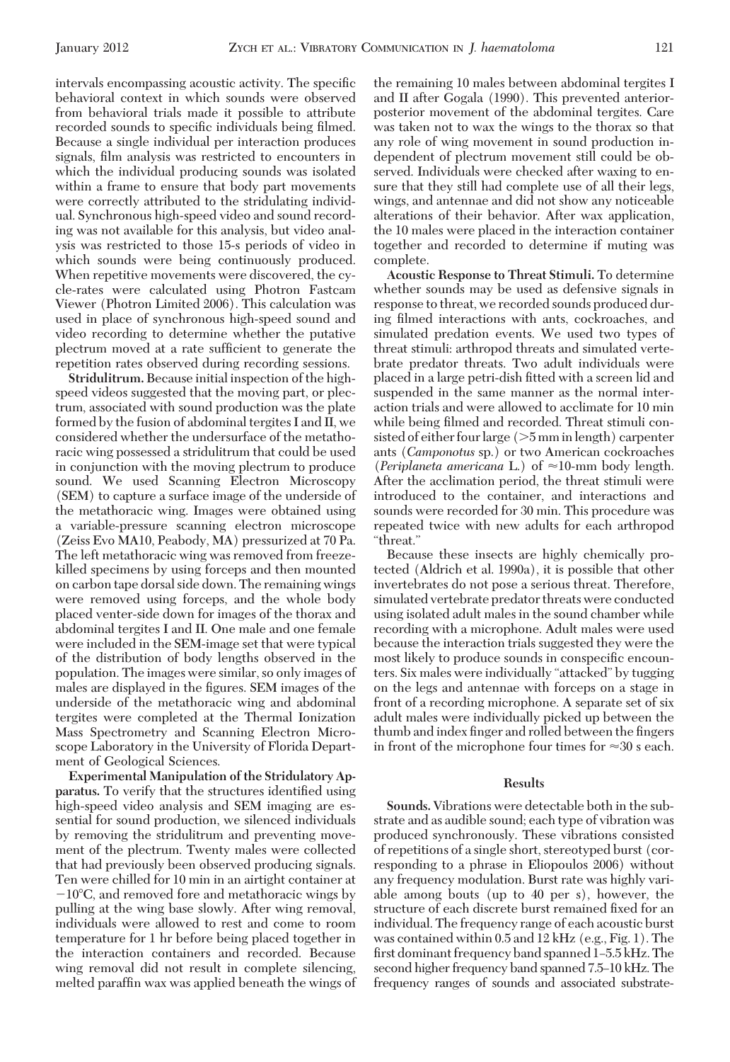intervals encompassing acoustic activity. The specific behavioral context in which sounds were observed from behavioral trials made it possible to attribute recorded sounds to specific individuals being filmed. Because a single individual per interaction produces signals, film analysis was restricted to encounters in which the individual producing sounds was isolated within a frame to ensure that body part movements were correctly attributed to the stridulating individual. Synchronous high-speed video and sound recording was not available for this analysis, but video analysis was restricted to those 15-s periods of video in which sounds were being continuously produced. When repetitive movements were discovered, the cycle-rates were calculated using Photron Fastcam Viewer (Photron Limited 2006). This calculation was used in place of synchronous high-speed sound and video recording to determine whether the putative plectrum moved at a rate sufficient to generate the repetition rates observed during recording sessions.

**Stridulitrum.** Because initial inspection of the high-speed videos suggested that the moving part, or plectrum, associated with sound production was the plate formed by the fusion of abdominal tergites I and II, we considered whether the undersurface of the metathoracic wing possessed a stridulitrum that could be used in conjunction with the moving plectrum to produce sound. We used Scanning Electron Microscopy (SEM) to capture a surface image of the underside of the metathoracic wing. Images were obtained using a variable-pressure scanning electron microscope (Zeiss Evo MA10, Peabody, MA) pressurized at 70 Pa. The left metathoracic wing was removed from freeze-killed specimens by using forceps and then mounted on carbon tape dorsal side down. The remaining wings were removed using forceps, and the whole body placed venter-side down for images of the thorax and abdominal tergites I and II. One male and one female were included in the SEM-image set that were typical of the distribution of body lengths observed in the population. The images were similar, so only images of males are displayed in the figures. SEM images of the underside of the metathoracic wing and abdominal tergites were completed at the Thermal Ionization Mass Spectrometry and Scanning Electron Microscope Laboratory in the University of Florida Department of Geological Sciences.

**Experimental Manipulation of the Stridulatory Apparatus.** To verify that the structures identified using high-speed video analysis and SEM imaging are essential for sound production, we silenced individuals by removing the stridulitrum and preventing movement of the plectrum. Twenty males were collected that had previously been observed producing signals. Ten were chilled for 10 min in an airtight container at −10°C, and removed fore and metathoracic wings by pulling at the wing base slowly. After wing removal, individuals were allowed to rest and come to room temperature for 1 hr before being placed together in the interaction containers and recorded. Because wing removal did not result in complete silencing, melted paraffin wax was applied beneath the wings of the remaining 10 males between abdominal tergites I and II after Gogala (1990). This prevented anterior-posterior movement of the abdominal tergites. Care was taken not to wax the wings to the thorax so that any role of wing movement in sound production independent of plectrum movement still could be observed. Individuals were checked after waxing to ensure that they still had complete use of all their legs, wings, and antennae and did not show any noticeable alterations of their behavior. After wax application, the 10 males were placed in the interaction container together and recorded to determine if muting was complete.

**Acoustic Response to Threat Stimuli.** To determine whether sounds may be used as defensive signals in response to threat, we recorded sounds produced during filmed interactions with ants, cockroaches, and simulated predation events. We used two types of threat stimuli: arthropod threats and simulated vertebrate predator threats. Two adult individuals were placed in a large petri-dish fitted with a screen lid and suspended in the same manner as the normal interaction trials and were allowed to acclimate for 10 min while being filmed and recorded. Threat stimuli consisted of either four large (>5 mm in length) carpenter ants (*Camponotus* sp.) or two American cockroaches (*Periplaneta americana* L.) of ≈10-mm body length. After the acclimation period, the threat stimuli were introduced to the container, and interactions and sounds were recorded for 30 min. This procedure was repeated twice with new adults for each arthropod "threat."

Because these insects are highly chemically protected (Aldrich et al. 1990a), it is possible that other invertebrates do not pose a serious threat. Therefore, simulated vertebrate predator threats were conducted using isolated adult males in the sound chamber while recording with a microphone. Adult males were used because the interaction trials suggested they were the most likely to produce sounds in conspecific encounters. Six males were individually "attacked" by tugging on the legs and antennae with forceps on a stage in front of a recording microphone. A separate set of six adult males were individually picked up between the thumb and index finger and rolled between the fingers in front of the microphone four times for ≈30 s each.

## Results

**Sounds.** Vibrations were detectable both in the substrate and as audible sound; each type of vibration was produced synchronously. These vibrations consisted of repetitions of a single short, stereotyped burst (corresponding to a phrase in Eliopoulos 2006) without any frequency modulation. Burst rate was highly variable among bouts (up to 40 per s), however, the structure of each discrete burst remained fixed for an individual. The frequency range of each acoustic burst was contained within 0.5 and 12 kHz (e.g., Fig. 1). The first dominant frequency band spanned 1–5.5 kHz. The second higher frequency band spanned 7.5–10 kHz. The frequency ranges of sounds and associated substrate-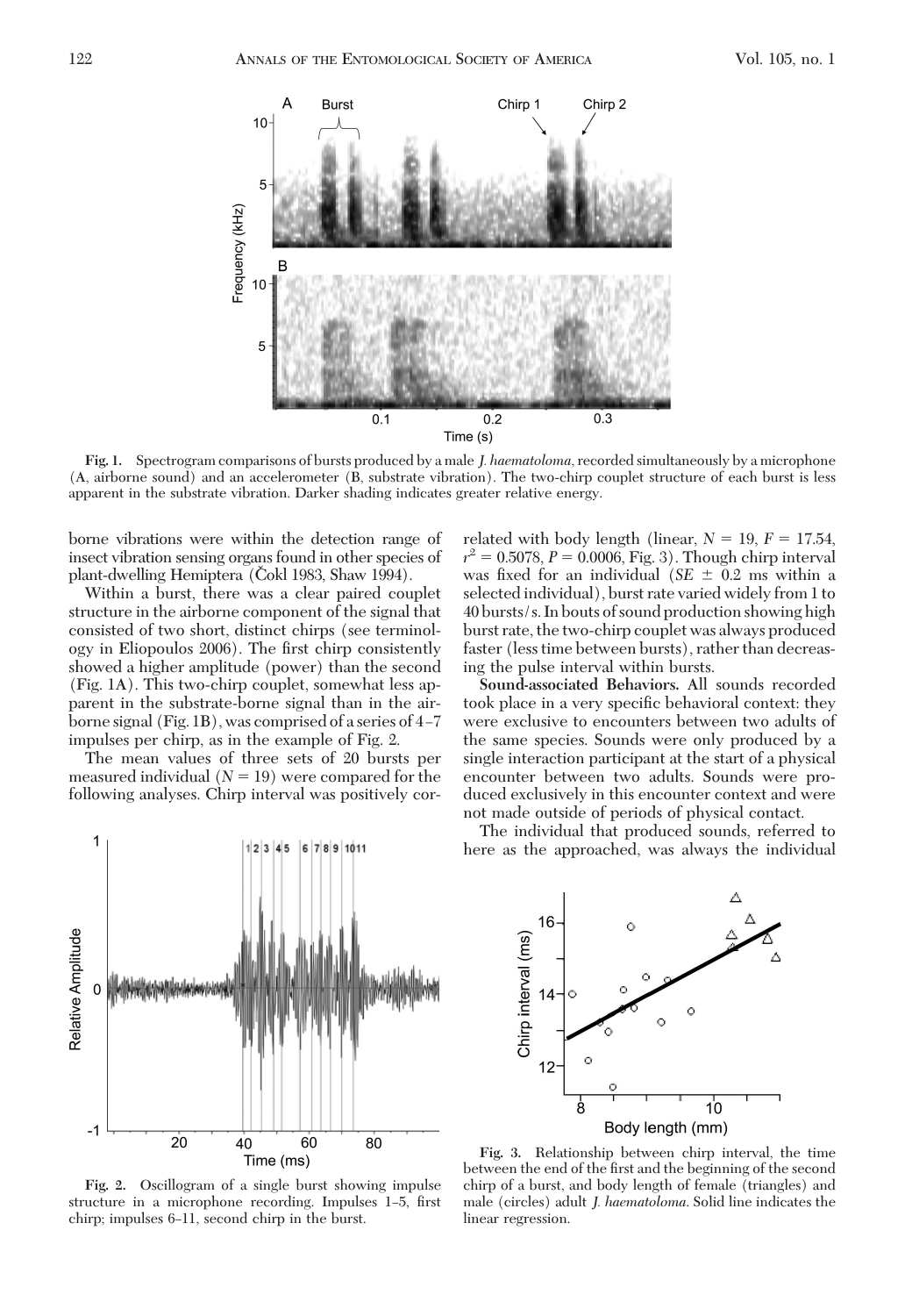Fig. 1. Spectrogram comparisons of bursts produced by a male *J. haematoloma*, recorded simultaneously by a microphone (A, airborne sound) and an accelerometer (B, substrate vibration). The two-chirp couplet structure of each burst is less apparent in the substrate vibration. Darker shading indicates greater relative energy.

borne vibrations were within the detection range of insect vibration sensing organs found in other species of plant-dwelling Hemiptera (Čokl 1983, Shaw 1994).

Within a burst, there was a clear paired couplet structure in the airborne component of the signal that consisted of two short, distinct chirps (see terminology in Eliopoulos 2006). The first chirp consistently showed a higher amplitude (power) than the second (Fig. 1A). This two-chirp couplet, somewhat less apparent in the substrate-borne signal than in the airborne signal (Fig. 1B), was comprised of a series of 4–7 impulses per chirp, as in the example of Fig. 2.

The mean values of three sets of 20 bursts per measured individual ($N = 19$) were compared for the following analyses. Chirp interval was positively correlated with body length (linear, $N = 19$, $F = 17.54$, $r^2 = 0.5078$, $P = 0.0006$, Fig. 3). Though chirp interval was fixed for an individual ($SE \pm 0.2$ ms within a selected individual), burst rate varied widely from 1 to 40 bursts/s. In bouts of sound production showing high burst rate, the two-chirp couplet was always produced faster (less time between bursts), rather than decreasing the pulse interval within bursts.

**Sound-associated Behaviors.** All sounds recorded took place in a very specific behavioral context: they were exclusive to encounters between two adults of the same species. Sounds were only produced by a single interaction participant at the start of a physical encounter between two adults. Sounds were produced exclusively in this encounter context and were not made outside of periods of physical contact.

The individual that produced sounds, referred to here as the approached, was always the individual

Fig. 2. Oscillogram of a single burst showing impulse structure in a microphone recording. Impulses 1–5, first chirp; impulses 6–11, second chirp in the burst.

Fig. 3. Relationship between chirp interval, the time between the end of the first and the beginning of the second chirp of a burst, and body length of female (triangles) and male (circles) adult *J. haematoloma*. Solid line indicates the linear regression.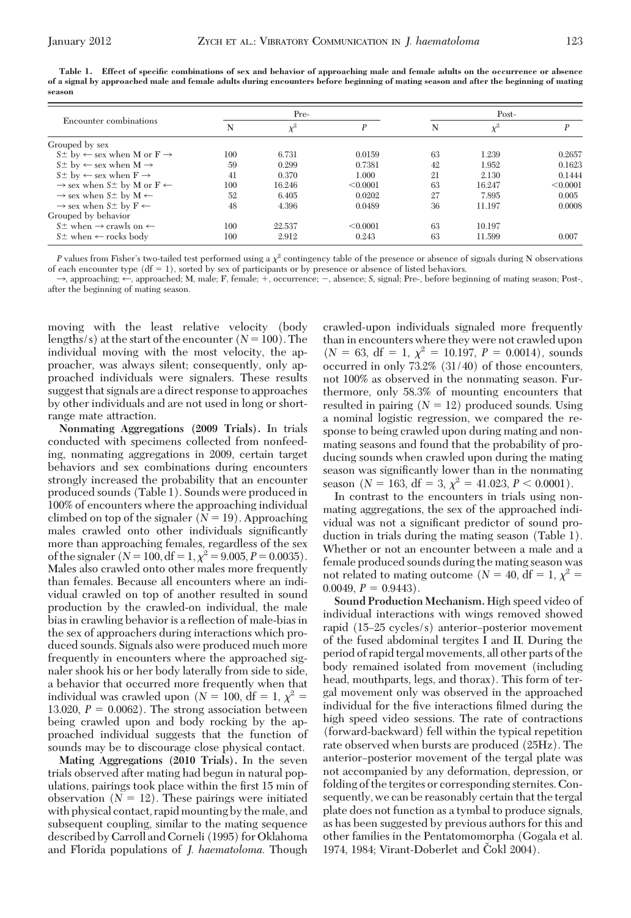**Table 1. Effect of specific combinations of sex and behavior of approaching male and female adults on the occurrence or absence of a signal by approached male and female adults during encounters before beginning of mating season and after the beginning of mating season**

| Encounter combinations | Pre- | | | Post- | | |
|---|---|---|---|---|---|---|
| | N | $\chi^2$ | *P* | N | $\chi^2$ | *P* |
| Grouped by sex | | | | | | |
| S± by ← sex when M or F → | 100 | 6.731 | 0.0159 | 63 | 1.239 | 0.2657 |
| S± by ← sex when M → | 59 | 0.299 | 0.7381 | 42 | 1.952 | 0.1623 |
| S± by ← sex when F → | 41 | 0.370 | 1.000 | 21 | 2.130 | 0.1444 |
| → sex when S± by M or F ← | 100 | 16.246 | <0.0001 | 63 | 16.247 | <0.0001 |
| → sex when S± by M ← | 52 | 6.405 | 0.0202 | 27 | 7.895 | 0.005 |
| → sex when S± by F ← | 48 | 4.396 | 0.0489 | 36 | 11.197 | 0.0008 |
| Grouped by behavior | | | | | | |
| S± when → crawls on ← | 100 | 22.537 | <0.0001 | 63 | 10.197 | |
| S± when ← rocks body | 100 | 2.912 | 0.243 | 63 | 11.599 | 0.007 |

*P* values from Fisher's two-tailed test performed using a $\chi^2$ contingency table of the presence or absence of signals during N observations of each encounter type (df = 1), sorted by sex of participants or by presence or absence of listed behaviors.

→, approaching; ←, approached; M, male; F, female; +, occurrence; −, absence; S, signal; Pre-, before beginning of mating season; Post-, after the beginning of mating season.

moving with the least relative velocity (body lengths/s) at the start of the encounter (*N* = 100). The individual moving with the most velocity, the approacher, was always silent; consequently, only approached individuals were signalers. These results suggest that signals are a direct response to approaches by other individuals and are not used in long or short-range mate attraction.

**Nonmating Aggregations (2009 Trials).** In trials conducted with specimens collected from nonfeeding, nonmating aggregations in 2009, certain target behaviors and sex combinations during encounters strongly increased the probability that an encounter produced sounds (Table 1). Sounds were produced in 100% of encounters where the approaching individual climbed on top of the signaler (*N* = 19). Approaching males crawled onto other individuals significantly more than approaching females, regardless of the sex of the signaler (*N* = 100, df = 1, $\chi^2$ = 9.005, *P* = 0.0035). Males also crawled onto other males more frequently than females. Because all encounters where an individual crawled on top of another resulted in sound production by the crawled-on individual, the male bias in crawling behavior is a reflection of male-bias in the sex of approachers during interactions which produced sounds. Signals also were produced much more frequently in encounters where the approached signaler shook his or her body laterally from side to side, a behavior that occurred more frequently when that individual was crawled upon (*N* = 100, df = 1, $\chi^2$ = 13.020, *P* = 0.0062). The strong association between being crawled upon and body rocking by the approached individual suggests that the function of sounds may be to discourage close physical contact.

**Mating Aggregations (2010 Trials).** In the seven trials observed after mating had begun in natural populations, pairings took place within the first 15 min of observation (*N* = 12). These pairings were initiated with physical contact, rapid mounting by the male, and subsequent coupling, similar to the mating sequence described by Carroll and Corneli (1995) for Oklahoma and Florida populations of *J. haematoloma.* Though crawled-upon individuals signaled more frequently than in encounters where they were not crawled upon (*N* = 63, df = 1, $\chi^2$ = 10.197, *P* = 0.0014), sounds occurred in only 73.2% (31/40) of those encounters, not 100% as observed in the nonmating season. Furthermore, only 58.3% of mounting encounters that resulted in pairing (*N* = 12) produced sounds. Using a nominal logistic regression, we compared the response to being crawled upon during mating and nonmating seasons and found that the probability of producing sounds when crawled upon during the mating season was significantly lower than in the nonmating season (*N* = 163, df = 3, $\chi^2$ = 41.023, *P* < 0.0001).

In contrast to the encounters in trials using nonmating aggregations, the sex of the approached individual was not a significant predictor of sound production in trials during the mating season (Table 1). Whether or not an encounter between a male and a female produced sounds during the mating season was not related to mating outcome (*N* = 40, df = 1, $\chi^2$ = 0.0049, *P* = 0.9443).

**Sound Production Mechanism.** High speed video of individual interactions with wings removed showed rapid (15–25 cycles/s) anterior–posterior movement of the fused abdominal tergites I and II. During the period of rapid tergal movements, all other parts of the body remained isolated from movement (including head, mouthparts, legs, and thorax). This form of tergal movement only was observed in the approached individual for the five interactions filmed during the high speed video sessions. The rate of contractions (forward-backward) fell within the typical repetition rate observed when bursts are produced (25Hz). The anterior–posterior movement of the tergal plate was not accompanied by any deformation, depression, or folding of the tergites or corresponding sternites. Consequently, we can be reasonably certain that the tergal plate does not function as a tymbal to produce signals, as has been suggested by previous authors for this and other families in the Pentatomomorpha (Gogala et al. 1974, 1984; Virant-Doberlet and Čokl 2004).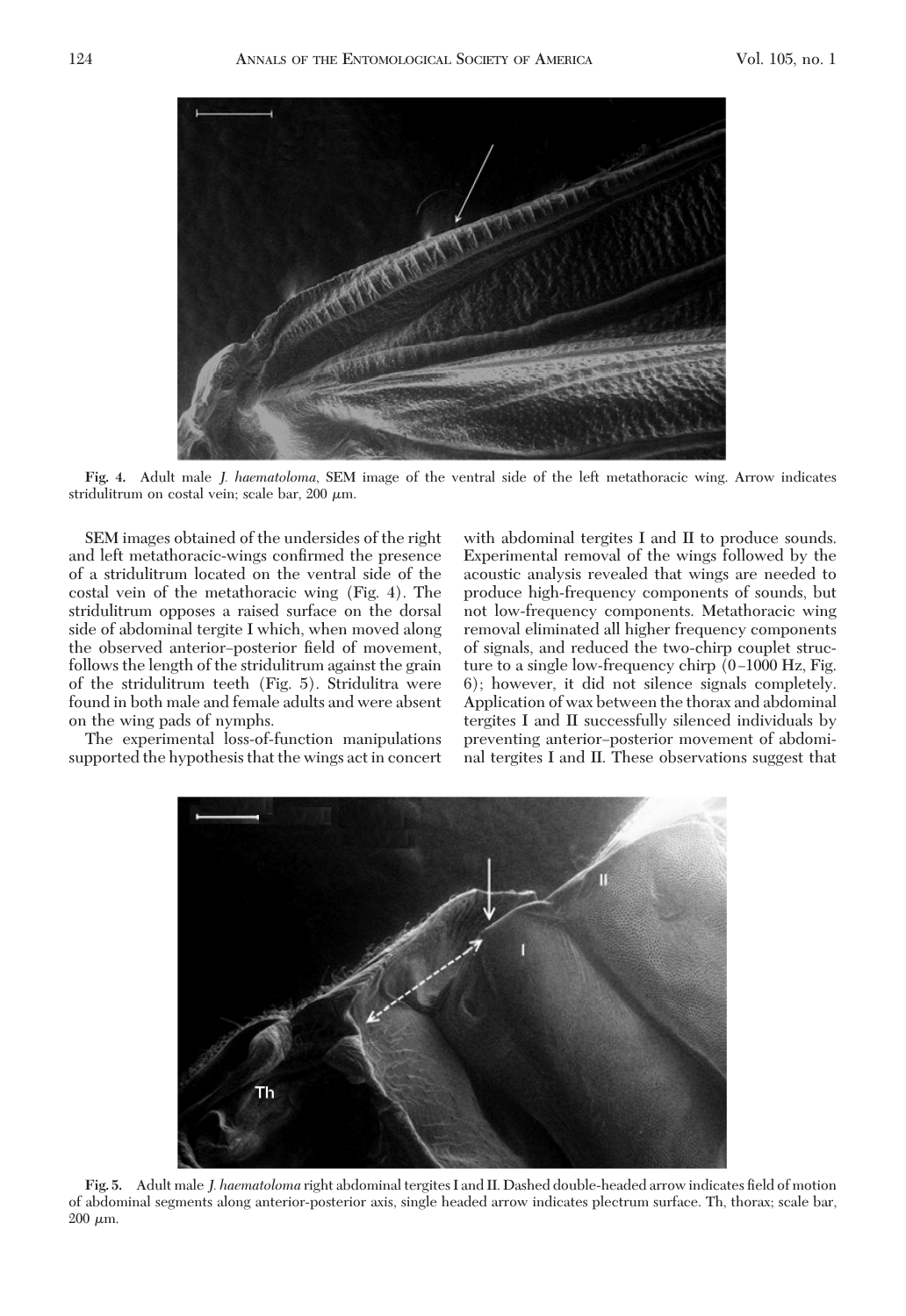Fig. 4. Adult male *J. haematoloma*, SEM image of the ventral side of the left metathoracic wing. Arrow indicates stridulitrum on costal vein; scale bar, 200 $\mu$m.

SEM images obtained of the undersides of the right and left metathoracic-wings confirmed the presence of a stridulitrum located on the ventral side of the costal vein of the metathoracic wing (Fig. 4). The stridulitrum opposes a raised surface on the dorsal side of abdominal tergite I which, when moved along the observed anterior–posterior field of movement, follows the length of the stridulitrum against the grain of the stridulitrum teeth (Fig. 5). Stridulitra were found in both male and female adults and were absent on the wing pads of nymphs.

The experimental loss-of-function manipulations supported the hypothesis that the wings act in concert with abdominal tergites I and II to produce sounds. Experimental removal of the wings followed by the acoustic analysis revealed that wings are needed to produce high-frequency components of sounds, but not low-frequency components. Metathoracic wing removal eliminated all higher frequency components of signals, and reduced the two-chirp couplet structure to a single low-frequency chirp (0–1000 Hz, Fig. 6); however, it did not silence signals completely. Application of wax between the thorax and abdominal tergites I and II successfully silenced individuals by preventing anterior–posterior movement of abdominal tergites I and II. These observations suggest that

Fig. 5. Adult male *J. haematoloma* right abdominal tergites I and II. Dashed double-headed arrow indicates field of motion of abdominal segments along anterior-posterior axis, single headed arrow indicates plectrum surface. Th, thorax; scale bar, 200 $\mu$m.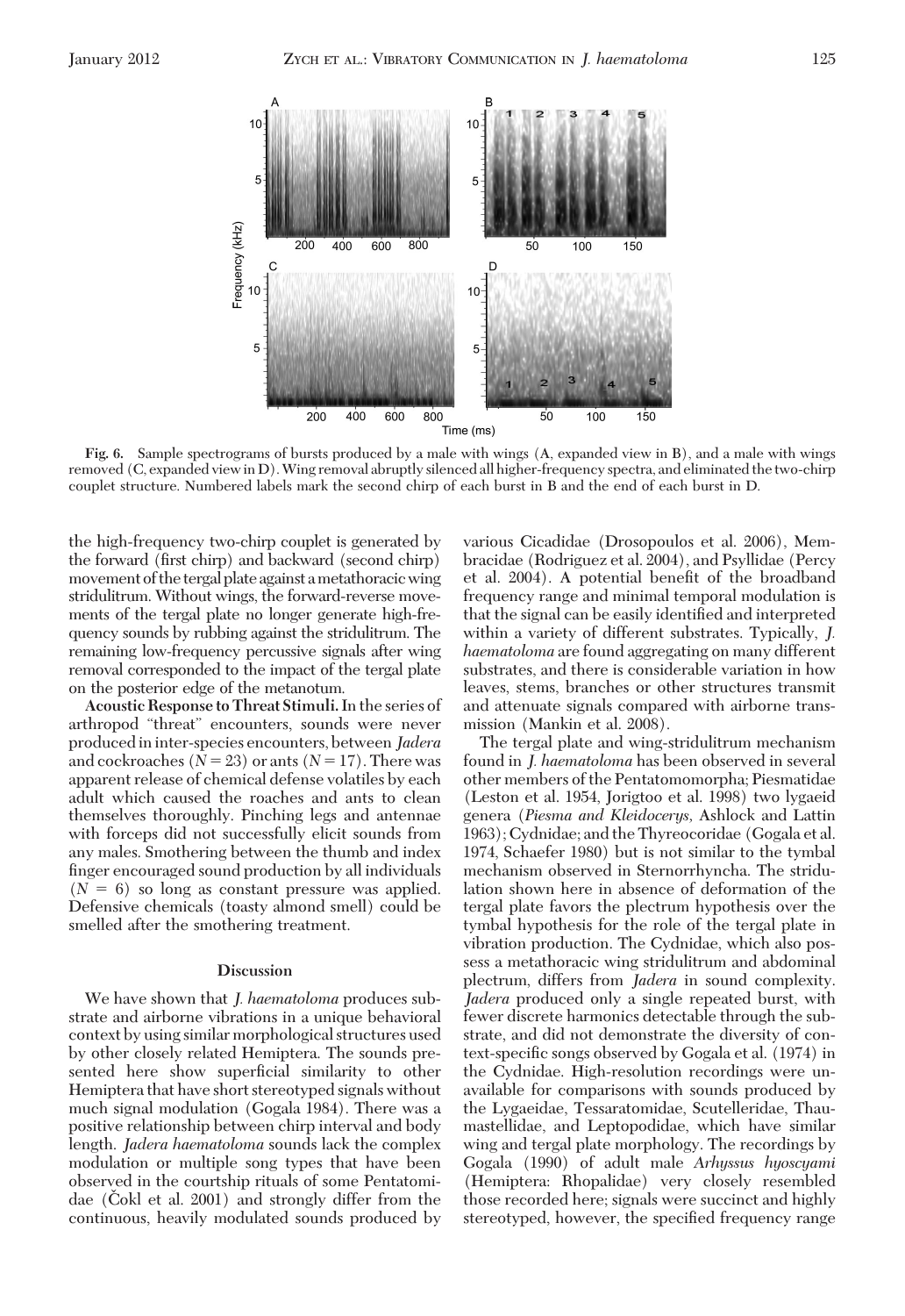**Fig. 6.** Sample spectrograms of bursts produced by a male with wings (A, expanded view in B), and a male with wings removed (C, expanded view in D). Wing removal abruptly silenced all higher-frequency spectra, and eliminated the two-chirp couplet structure. Numbered labels mark the second chirp of each burst in B and the end of each burst in D.

the high-frequency two-chirp couplet is generated by the forward (first chirp) and backward (second chirp) movement of the tergal plate against a metathoracic wing stridulitrum. Without wings, the forward-reverse movements of the tergal plate no longer generate high-frequency sounds by rubbing against the stridulitrum. The remaining low-frequency percussive signals after wing removal corresponded to the impact of the tergal plate on the posterior edge of the metanotum.

**Acoustic Response to Threat Stimuli.** In the series of arthropod "threat" encounters, sounds were never produced in inter-species encounters, between *Jadera* and cockroaches ($N = 23$) or ants ($N = 17$). There was apparent release of chemical defense volatiles by each adult which caused the roaches and ants to clean themselves thoroughly. Pinching legs and antennae with forceps did not successfully elicit sounds from any males. Smothering between the thumb and index finger encouraged sound production by all individuals ($N = 6$) so long as constant pressure was applied. Defensive chemicals (toasty almond smell) could be smelled after the smothering treatment.

## Discussion

We have shown that *J. haematoloma* produces substrate and airborne vibrations in a unique behavioral context by using similar morphological structures used by other closely related Hemiptera. The sounds presented here show superficial similarity to other Hemiptera that have short stereotyped signals without much signal modulation (Gogala 1984). There was a positive relationship between chirp interval and body length. *Jadera haematoloma* sounds lack the complex modulation or multiple song types that have been observed in the courtship rituals of some Pentatomidae (Čokl et al. 2001) and strongly differ from the continuous, heavily modulated sounds produced by various Cicadidae (Drosopoulos et al. 2006), Membracidae (Rodriguez et al. 2004), and Psyllidae (Percy et al. 2004). A potential benefit of the broadband frequency range and minimal temporal modulation is that the signal can be easily identified and interpreted within a variety of different substrates. Typically, *J. haematoloma* are found aggregating on many different substrates, and there is considerable variation in how leaves, stems, branches or other structures transmit and attenuate signals compared with airborne transmission (Mankin et al. 2008).

The tergal plate and wing-stridulitrum mechanism found in *J. haematoloma* has been observed in several other members of the Pentatomomorpha; Piesmatidae (Leston et al. 1954, Jorigtoo et al. 1998) two lygaeid genera (*Piesma and Kleidocerys*, Ashlock and Lattin 1963); Cydnidae; and the Thyreocoridae (Gogala et al. 1974, Schaefer 1980) but is not similar to the tymbal mechanism observed in Sternorrhyncha. The stridulation shown here in absence of deformation of the tergal plate favors the plectrum hypothesis over the tymbal hypothesis for the role of the tergal plate in vibration production. The Cydnidae, which also possess a metathoracic wing stridulitrum and abdominal plectrum, differs from *Jadera* in sound complexity. *Jadera* produced only a single repeated burst, with fewer discrete harmonics detectable through the substrate, and did not demonstrate the diversity of context-specific songs observed by Gogala et al. (1974) in the Cydnidae. High-resolution recordings were unavailable for comparisons with sounds produced by the Lygaeidae, Tessaratomidae, Scutelleridae, Thaumastellidae, and Leptopodidae, which have similar wing and tergal plate morphology. The recordings by Gogala (1990) of adult male *Arhyssus hyoscyami* (Hemiptera: Rhopalidae) very closely resembled those recorded here; signals were succinct and highly stereotyped, however, the specified frequency range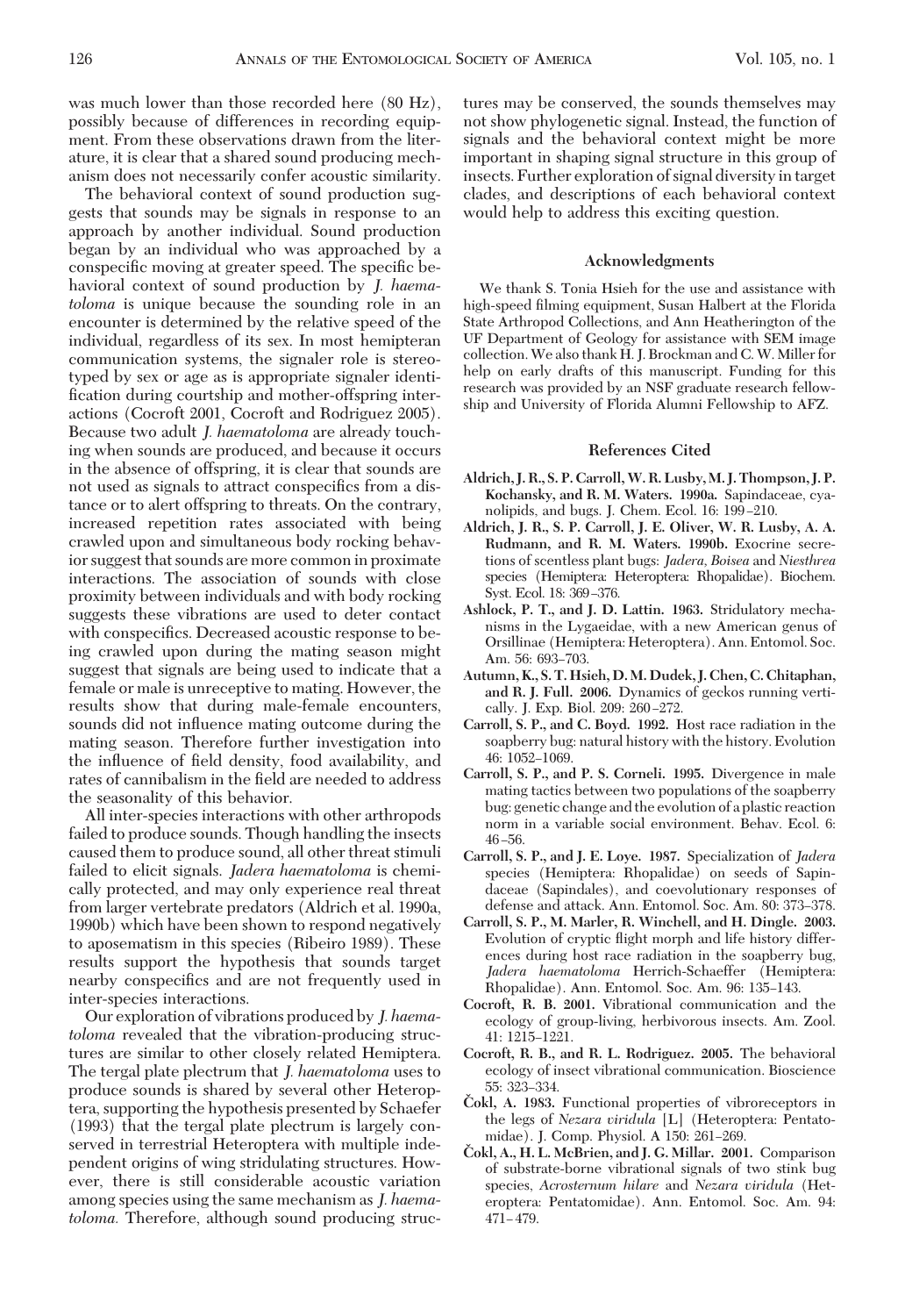was much lower than those recorded here (80 Hz), possibly because of differences in recording equipment. From these observations drawn from the literature, it is clear that a shared sound producing mechanism does not necessarily confer acoustic similarity.

The behavioral context of sound production suggests that sounds may be signals in response to an approach by another individual. Sound production began by an individual who was approached by a conspecific moving at greater speed. The specific behavioral context of sound production by *J. haematoloma* is unique because the sounding role in an encounter is determined by the relative speed of the individual, regardless of its sex. In most hemipteran communication systems, the signaler role is stereotyped by sex or age as is appropriate signaler identification during courtship and mother-offspring interactions (Cocroft 2001, Cocroft and Rodriguez 2005). Because two adult *J. haematoloma* are already touching when sounds are produced, and because it occurs in the absence of offspring, it is clear that sounds are not used as signals to attract conspecifics from a distance or to alert offspring to threats. On the contrary, increased repetition rates associated with being crawled upon and simultaneous body rocking behavior suggest that sounds are more common in proximate interactions. The association of sounds with close proximity between individuals and with body rocking suggests these vibrations are used to deter contact with conspecifics. Decreased acoustic response to being crawled upon during the mating season might suggest that signals are being used to indicate that a female or male is unreceptive to mating. However, the results show that during male-female encounters, sounds did not influence mating outcome during the mating season. Therefore further investigation into the influence of field density, food availability, and rates of cannibalism in the field are needed to address the seasonality of this behavior.

All inter-species interactions with other arthropods failed to produce sounds. Though handling the insects caused them to produce sound, all other threat stimuli failed to elicit signals. *Jadera haematoloma* is chemically protected, and may only experience real threat from larger vertebrate predators (Aldrich et al. 1990a, 1990b) which have been shown to respond negatively to aposematism in this species (Ribeiro 1989). These results support the hypothesis that sounds target nearby conspecifics and are not frequently used in inter-species interactions.

Our exploration of vibrations produced by *J. haematoloma* revealed that the vibration-producing structures are similar to other closely related Hemiptera. The tergal plate plectrum that *J. haematoloma* uses to produce sounds is shared by several other Heteroptera, supporting the hypothesis presented by Schaefer (1993) that the tergal plate plectrum is largely conserved in terrestrial Heteroptera with multiple independent origins of wing stridulating structures. However, there is still considerable acoustic variation among species using the same mechanism as *J. haematoloma.* Therefore, although sound producing structures may be conserved, the sounds themselves may not show phylogenetic signal. Instead, the function of signals and the behavioral context might be more important in shaping signal structure in this group of insects. Further exploration of signal diversity in target clades, and descriptions of each behavioral context would help to address this exciting question.

## Acknowledgments

We thank S. Tonia Hsieh for the use and assistance with high-speed filming equipment, Susan Halbert at the Florida State Arthropod Collections, and Ann Heatherington of the UF Department of Geology for assistance with SEM image collection. We also thank H. J. Brockman and C. W. Miller for help on early drafts of this manuscript. Funding for this research was provided by an NSF graduate research fellowship and University of Florida Alumni Fellowship to AFZ.

## References Cited

**Aldrich, J. R., S. P. Carroll, W. R. Lusby, M. J. Thompson, J. P. Kochansky, and R. M. Waters. 1990a.** Sapindaceae, cyanolipids, and bugs. J. Chem. Ecol. 16: 199–210.

**Aldrich, J. R., S. P. Carroll, J. E. Oliver, W. R. Lusby, A. A. Rudmann, and R. M. Waters. 1990b.** Exocrine secretions of scentless plant bugs: *Jadera, Boisea* and *Niesthrea* species (Hemiptera: Heteroptera: Rhopalidae). Biochem. Syst. Ecol. 18: 369–376.

**Ashlock, P. T., and J. D. Lattin. 1963.** Stridulatory mechanisms in the Lygaeidae, with a new American genus of Orsillinae (Hemiptera: Heteroptera). Ann. Entomol. Soc. Am. 56: 693–703.

**Autumn, K., S. T. Hsieh, D. M. Dudek, J. Chen, C. Chitaphan, and R. J. Full. 2006.** Dynamics of geckos running vertically. J. Exp. Biol. 209: 260–272.

**Carroll, S. P., and C. Boyd. 1992.** Host race radiation in the soapberry bug: natural history with the history. Evolution 46: 1052–1069.

**Carroll, S. P., and P. S. Corneli. 1995.** Divergence in male mating tactics between two populations of the soapberry bug: genetic change and the evolution of a plastic reaction norm in a variable social environment. Behav. Ecol. 6: 46–56.

**Carroll, S. P., and J. E. Loye. 1987.** Specialization of *Jadera* species (Hemiptera: Rhopalidae) on seeds of Sapindaceae (Sapindales), and coevolutionary responses of defense and attack. Ann. Entomol. Soc. Am. 80: 373–378.

**Carroll, S. P., M. Marler, R. Winchell, and H. Dingle. 2003.** Evolution of cryptic flight morph and life history differences during host race radiation in the soapberry bug, *Jadera haematoloma* Herrich-Schaeffer (Hemiptera: Rhopalidae). Ann. Entomol. Soc. Am. 96: 135–143.

**Cocroft, R. B. 2001.** Vibrational communication and the ecology of group-living, herbivorous insects. Am. Zool. 41: 1215–1221.

**Cocroft, R. B., and R. L. Rodriguez. 2005.** The behavioral ecology of insect vibrational communication. Bioscience 55: 323–334.

**Čokl, A. 1983.** Functional properties of vibroreceptors in the legs of *Nezara viridula* [L] (Heteroptera: Pentatomidae). J. Comp. Physiol. A 150: 261–269.

**Čokl, A., H. L. McBrien, and J. G. Millar. 2001.** Comparison of substrate-borne vibrational signals of two stink bug species, *Acrosternum hilare* and *Nezara viridula* (Heteroptera: Pentatomidae). Ann. Entomol. Soc. Am. 94: 471–479.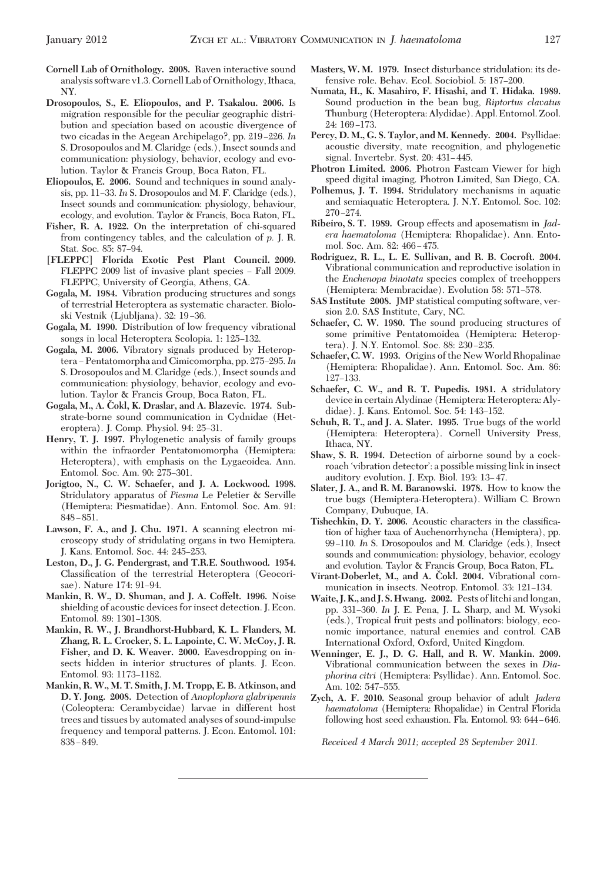**Cornell Lab of Ornithology. 2008.** Raven interactive sound analysis software v1.3. Cornell Lab of Ornithology, Ithaca, NY.

**Drosopoulos, S., E. Eliopoulos, and P. Tsakalou. 2006.** Is migration responsible for the peculiar geographic distribution and speciation based on acoustic divergence of two cicadas in the Aegean Archipelago?, pp. 219–226. *In* S. Drosopoulos and M. Claridge (eds.), Insect sounds and communication: physiology, behavior, ecology and evolution. Taylor & Francis Group, Boca Raton, FL.

**Eliopoulos, E. 2006.** Sound and techniques in sound analysis, pp. 11–33. *In* S. Drosopoulos and M. F. Claridge (eds.), Insect sounds and communication: physiology, behaviour, ecology, and evolution. Taylor & Francis, Boca Raton, FL.

**Fisher, R. A. 1922.** On the interpretation of chi-squared from contingency tables, and the calculation of *p*. J. R. Stat. Soc. 85: 87–94.

**[FLEPPC] Florida Exotic Pest Plant Council. 2009.** FLEPPC 2009 list of invasive plant species – Fall 2009. FLEPPC, University of Georgia, Athens, GA.

**Gogala, M. 1984.** Vibration producing structures and songs of terrestrial Heteroptera as systematic character. Biloski Vestnik (Ljubljana). 32: 19–36.

**Gogala, M. 1990.** Distribution of low frequency vibrational songs in local Heteroptera Scolopia. 1: 125–132.

**Gogala, M. 2006.** Vibratory signals produced by Heteroptera – Pentatomorpha and Cimicomorpha, pp. 275–295. *In* S. Drosopoulos and M. Claridge (eds.), Insect sounds and communication: physiology, behavior, ecology and evolution. Taylor & Francis Group, Boca Raton, FL.

**Gogala, M., A. Čokl, K. Draslar, and A. Blazevic. 1974.** Substrate-borne sound communication in Cydnidae (Heteroptera). J. Comp. Physiol. 94: 25–31.

**Henry, T. J. 1997.** Phylogenetic analysis of family groups within the infraorder Pentatomomorpha (Hemiptera: Heteroptera), with emphasis on the Lygaeoidea. Ann. Entomol. Soc. Am. 90: 275–301.

**Jorigtoo, N., C. W. Schaefer, and J. A. Lockwood. 1998.** Stridulatory apparatus of *Piesma* Le Peletier & Serville (Hemiptera: Piesmatidae). Ann. Entomol. Soc. Am. 91: 848–851.

**Lawson, F. A., and J. Chu. 1971.** A scanning electron microscopy study of stridulating organs in two Hemiptera. J. Kans. Entomol. Soc. 44: 245–253.

**Leston, D., J. G. Pendergrast, and T.R.E. Southwood. 1954.** Classification of the terrestrial Heteroptera (Geocorisae). Nature 174: 91–94.

**Mankin, R. W., D. Shuman, and J. A. Coffelt. 1996.** Noise shielding of acoustic devices for insect detection. J. Econ. Entomol. 89: 1301–1308.

**Mankin, R. W., J. Brandhorst-Hubbard, K. L. Flanders, M. Zhang, R. L. Crocker, S. L. Lapointe, C. W. McCoy, J. R. Fisher, and D. K. Weaver. 2000.** Eavesdropping on insects hidden in interior structures of plants. J. Econ. Entomol. 93: 1173–1182.

**Mankin, R. W., M. T. Smith, J. M. Tropp, E. B. Atkinson, and D. Y. Jong. 2008.** Detection of *Anoplophora glabripennis* (Coleoptera: Cerambycidae) larvae in different host trees and tissues by automated analyses of sound-impulse frequency and temporal patterns. J. Econ. Entomol. 101: 838–849.

**Masters, W. M. 1979.** Insect disturbance stridulation: its defensive role. Behav. Ecol. Sociobiol. 5: 187–200.

**Numata, H., K. Masahiro, F. Hisashi, and T. Hidaka. 1989.** Sound production in the bean bug, *Riptortus clavatus* Thunburg (Heteroptera: Alydidae). Appl. Entomol. Zool. 24: 169–173.

**Percy, D. M., G. S. Taylor, and M. Kennedy. 2004.** Psyllidae: acoustic diversity, mate recognition, and phylogenetic signal. Invertebr. Syst. 20: 431–445.

**Photron Limited. 2006.** Photron Fastcam Viewer for high speed digital imaging. Photron Limited, San Diego, CA.

**Polhemus, J. T. 1994.** Stridulatory mechanisms in aquatic and semiaquatic Heteroptera. J. N.Y. Entomol. Soc. 102: 270–274.

**Ribeiro, S. T. 1989.** Group effects and aposematism in *Jadera haematoloma* (Hemiptera: Rhopalidae). Ann. Entomol. Soc. Am. 82: 466–475.

**Rodriguez, R. L., L. E. Sullivan, and R. B. Cocroft. 2004.** Vibrational communication and reproductive isolation in the *Enchenopa binotata* species complex of treehoppers (Hemiptera: Membracidae). Evolution 58: 571–578.

**SAS Institute 2008.** JMP statistical computing software, version 2.0. SAS Institute, Cary, NC.

**Schaefer, C. W. 1980.** The sound producing structures of some primitive Pentatomoidea (Hemiptera: Heteroptera). J. N.Y. Entomol. Soc. 88: 230–235.

**Schaefer, C. W. 1993.** Origins of the New World Rhopalinae (Hemiptera: Rhopalidae). Ann. Entomol. Soc. Am. 86: 127–133.

**Schaefer, C. W., and R. T. Pupedis. 1981.** A stridulatory device in certain Alydinae (Hemiptera: Heteroptera: Alydidae). J. Kans. Entomol. Soc. 54: 143–152.

**Schuh, R. T., and J. A. Slater. 1995.** True bugs of the world (Hemiptera: Heteroptera). Cornell University Press, Ithaca, NY.

**Shaw, S. R. 1994.** Detection of airborne sound by a cockroach 'vibration detector': a possible missing link in insect auditory evolution. J. Exp. Biol. 193: 13–47.

**Slater, J. A., and R. M. Baranowski. 1978.** How to know the true bugs (Hemiptera-Heteroptera). William C. Brown Company, Dubuque, IA.

**Tishechkin, D. Y. 2006.** Acoustic characters in the classification of higher taxa of Auchenorrhyncha (Hemiptera), pp. 99–110. *In* S. Drosopoulos and M. Claridge (eds.), Insect sounds and communication: physiology, behavior, ecology and evolution. Taylor & Francis Group, Boca Raton, FL.

**Virant-Doberlet, M., and A. Čokl. 2004.** Vibrational communication in insects. Neotrop. Entomol. 33: 121–134.

**Waite, J. K., and J. S. Hwang. 2002.** Pests of litchi and longan, pp. 331–360. *In* J. E. Pena, J. L. Sharp, and M. Wysoki (eds.), Tropical fruit pests and pollinators: biology, economic importance, natural enemies and control. CAB International Oxford, Oxford, United Kingdom.

**Wenninger, E. J., D. G. Hall, and R. W. Mankin. 2009.** Vibrational communication between the sexes in *Diaphorina citri* (Hemiptera: Psyllidae). Ann. Entomol. Soc. Am. 102: 547–555.

**Zych, A. F. 2010.** Seasonal group behavior of adult *Jadera haematoloma* (Hemiptera: Rhopalidae) in Central Florida following host seed exhaustion. Fla. Entomol. 93: 644–646.

*Received 4 March 2011; accepted 28 September 2011.*